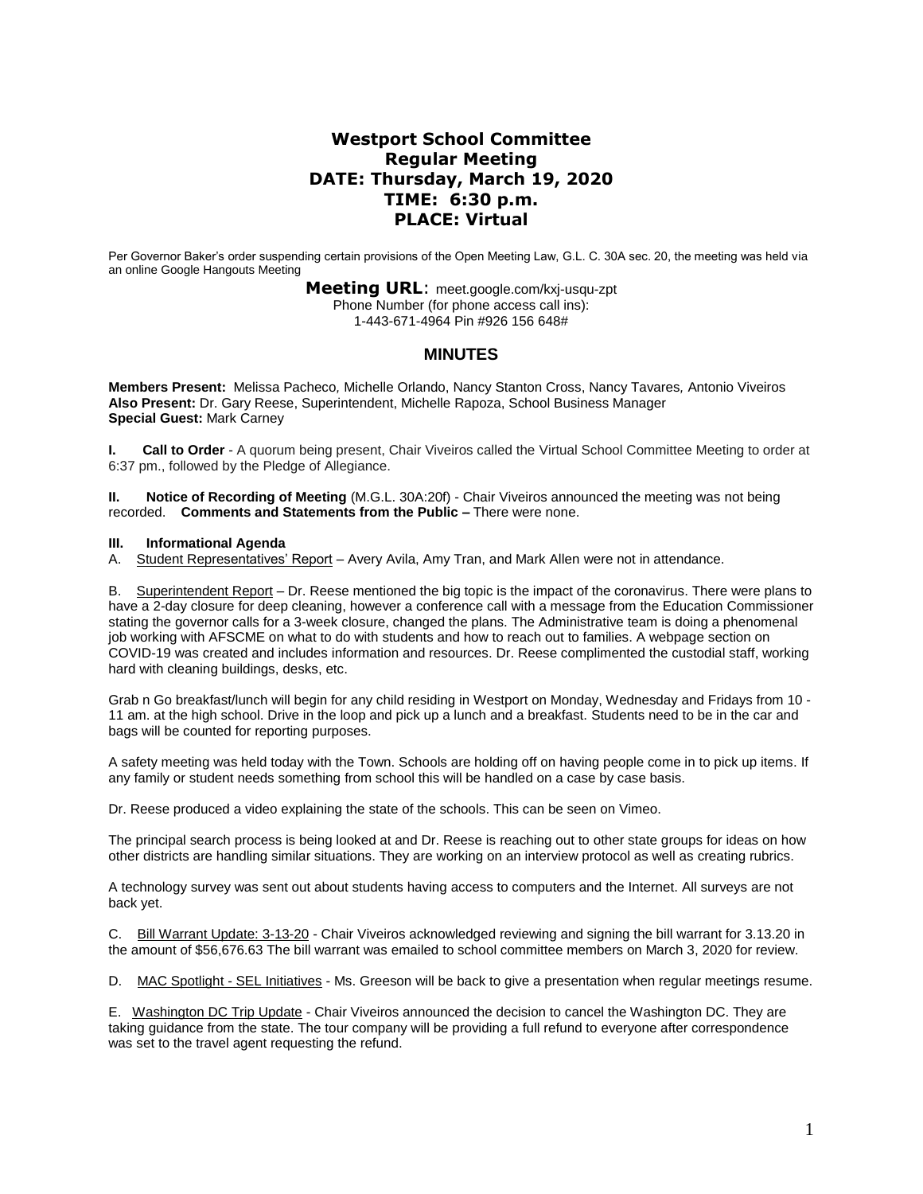# Westport School Committee
## Regular Meeting
## DATE: Thursday, March 19, 2020
## TIME: 6:30 p.m.
## PLACE: Virtual

Per Governor Baker's order suspending certain provisions of the Open Meeting Law, G.L. C. 30A sec. 20, the meeting was held via an online Google Hangouts Meeting

**Meeting URL**: meet.google.com/kxj-usqu-zpt
Phone Number (for phone access call ins):
1-443-671-4964 Pin #926 156 648#

## MINUTES

**Members Present:** Melissa Pacheco*,* Michelle Orlando, Nancy Stanton Cross, Nancy Tavares*,* Antonio Viveiros
**Also Present:** Dr. Gary Reese, Superintendent, Michelle Rapoza, School Business Manager
**Special Guest:** Mark Carney

**I. Call to Order** - A quorum being present, Chair Viveiros called the Virtual School Committee Meeting to order at 6:37 pm., followed by the Pledge of Allegiance.

**II. Notice of Recording of Meeting** (M.G.L. 30A:20f) - Chair Viveiros announced the meeting was not being recorded. **Comments and Statements from the Public –** There were none.

**III. Informational Agenda**

A. Student Representatives' Report – Avery Avila, Amy Tran, and Mark Allen were not in attendance.

B. Superintendent Report – Dr. Reese mentioned the big topic is the impact of the coronavirus. There were plans to have a 2-day closure for deep cleaning, however a conference call with a message from the Education Commissioner stating the governor calls for a 3-week closure, changed the plans. The Administrative team is doing a phenomenal job working with AFSCME on what to do with students and how to reach out to families. A webpage section on COVID-19 was created and includes information and resources. Dr. Reese complimented the custodial staff, working hard with cleaning buildings, desks, etc.

Grab n Go breakfast/lunch will begin for any child residing in Westport on Monday, Wednesday and Fridays from 10 - 11 am. at the high school. Drive in the loop and pick up a lunch and a breakfast. Students need to be in the car and bags will be counted for reporting purposes.

A safety meeting was held today with the Town. Schools are holding off on having people come in to pick up items. If any family or student needs something from school this will be handled on a case by case basis.

Dr. Reese produced a video explaining the state of the schools. This can be seen on Vimeo.

The principal search process is being looked at and Dr. Reese is reaching out to other state groups for ideas on how other districts are handling similar situations. They are working on an interview protocol as well as creating rubrics.

A technology survey was sent out about students having access to computers and the Internet. All surveys are not back yet.

C. Bill Warrant Update: 3-13-20 - Chair Viveiros acknowledged reviewing and signing the bill warrant for 3.13.20 in the amount of $56,676.63 The bill warrant was emailed to school committee members on March 3, 2020 for review.

D. MAC Spotlight - SEL Initiatives - Ms. Greeson will be back to give a presentation when regular meetings resume.

E. Washington DC Trip Update - Chair Viveiros announced the decision to cancel the Washington DC. They are taking guidance from the state. The tour company will be providing a full refund to everyone after correspondence was set to the travel agent requesting the refund.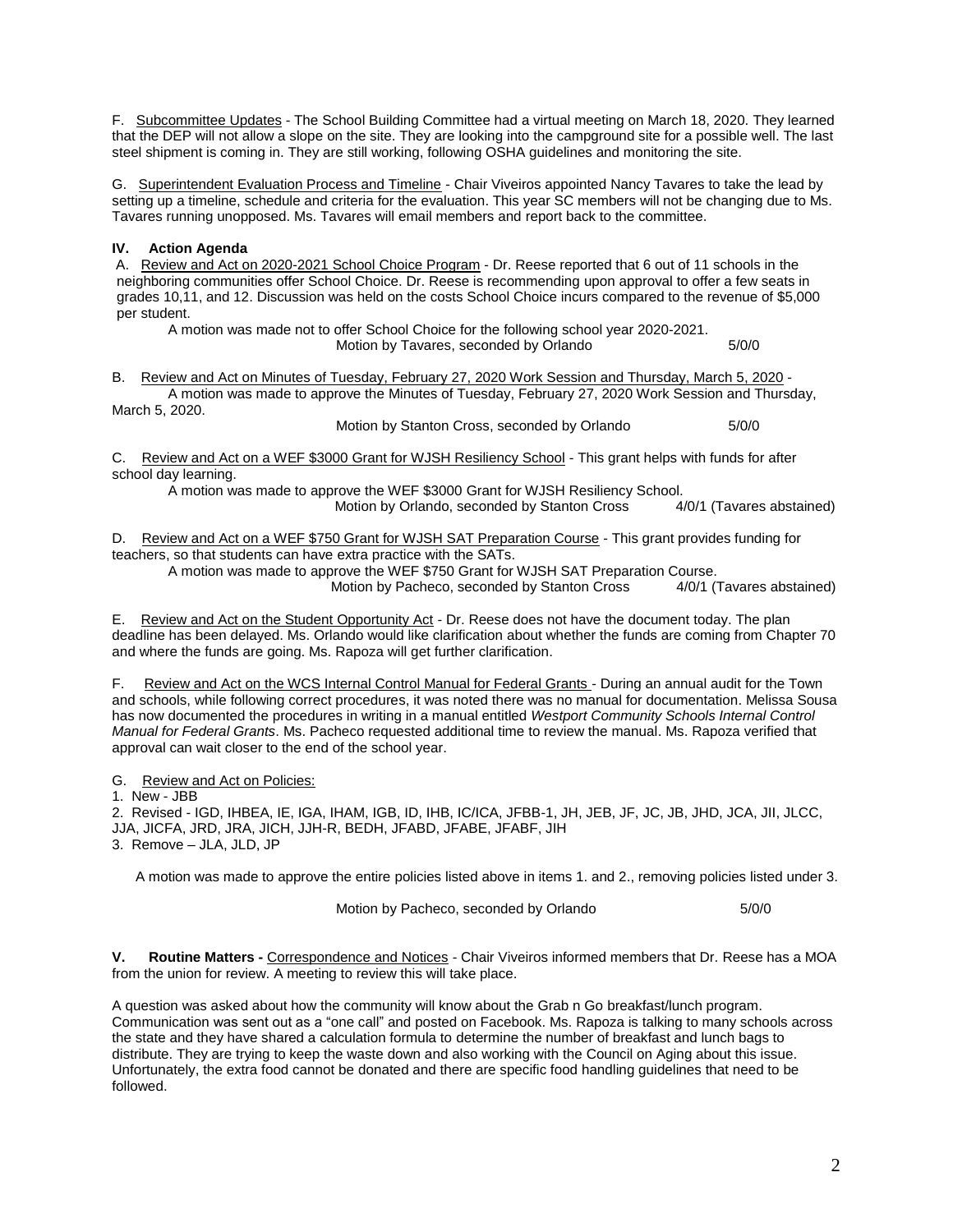F. <u>Subcommittee Updates</u> - The School Building Committee had a virtual meeting on March 18, 2020. They learned that the DEP will not allow a slope on the site. They are looking into the campground site for a possible well. The last steel shipment is coming in. They are still working, following OSHA guidelines and monitoring the site.

G. <u>Superintendent Evaluation Process and Timeline</u> - Chair Viveiros appointed Nancy Tavares to take the lead by setting up a timeline, schedule and criteria for the evaluation. This year SC members will not be changing due to Ms. Tavares running unopposed. Ms. Tavares will email members and report back to the committee.

## IV. Action Agenda

A. <u>Review and Act on 2020-2021 School Choice Program</u> - Dr. Reese reported that 6 out of 11 schools in the neighboring communities offer School Choice. Dr. Reese is recommending upon approval to offer a few seats in grades 10,11, and 12. Discussion was held on the costs School Choice incurs compared to the revenue of $5,000 per student.

A motion was made not to offer School Choice for the following school year 2020-2021.

Motion by Tavares, seconded by Orlando 5/0/0

B. <u>Review and Act on Minutes of Tuesday, February 27, 2020 Work Session and Thursday, March 5, 2020</u> -

A motion was made to approve the Minutes of Tuesday, February 27, 2020 Work Session and Thursday, March 5, 2020.

Motion by Stanton Cross, seconded by Orlando 5/0/0

C. <u>Review and Act on a WEF $3000 Grant for WJSH Resiliency School</u> - This grant helps with funds for after school day learning.

A motion was made to approve the WEF $3000 Grant for WJSH Resiliency School.

Motion by Orlando, seconded by Stanton Cross 4/0/1 (Tavares abstained)

D. <u>Review and Act on a WEF $750 Grant for WJSH SAT Preparation Course</u> - This grant provides funding for teachers, so that students can have extra practice with the SATs.

A motion was made to approve the WEF $750 Grant for WJSH SAT Preparation Course.

Motion by Pacheco, seconded by Stanton Cross 4/0/1 (Tavares abstained)

E. <u>Review and Act on the Student Opportunity Act</u> - Dr. Reese does not have the document today. The plan deadline has been delayed. Ms. Orlando would like clarification about whether the funds are coming from Chapter 70 and where the funds are going. Ms. Rapoza will get further clarification.

F. <u>Review and Act on the WCS Internal Control Manual for Federal Grants</u> - During an annual audit for the Town and schools, while following correct procedures, it was noted there was no manual for documentation. Melissa Sousa has now documented the procedures in writing in a manual entitled *Westport Community Schools Internal Control Manual for Federal Grants*. Ms. Pacheco requested additional time to review the manual. Ms. Rapoza verified that approval can wait closer to the end of the school year.

G. <u>Review and Act on Policies:</u>

1. New - JBB
2. Revised - IGD, IHBEA, IE, IGA, IHAM, IGB, ID, IHB, IC/ICA, JFBB-1, JH, JEB, JF, JC, JB, JHD, JCA, JII, JLCC, JJA, JICFA, JRD, JRA, JICH, JJH-R, BEDH, JFABD, JFABE, JFABF, JIH
3. Remove – JLA, JLD, JP

A motion was made to approve the entire policies listed above in items 1. and 2., removing policies listed under 3.

Motion by Pacheco, seconded by Orlando 5/0/0

**V. Routine Matters -** <u>Correspondence and Notices</u> - Chair Viveiros informed members that Dr. Reese has a MOA from the union for review. A meeting to review this will take place.

A question was asked about how the community will know about the Grab n Go breakfast/lunch program. Communication was sent out as a "one call" and posted on Facebook. Ms. Rapoza is talking to many schools across the state and they have shared a calculation formula to determine the number of breakfast and lunch bags to distribute. They are trying to keep the waste down and also working with the Council on Aging about this issue. Unfortunately, the extra food cannot be donated and there are specific food handling guidelines that need to be followed.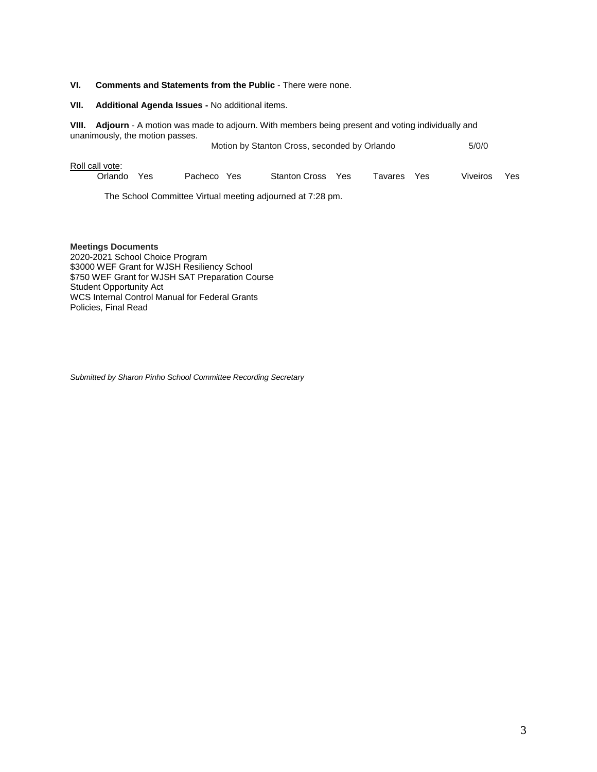**VI. Comments and Statements from the Public** - There were none.

**VII. Additional Agenda Issues -** No additional items.

**VIII. Adjourn** - A motion was made to adjourn. With members being present and voting individually and unanimously, the motion passes.

Motion by Stanton Cross, seconded by Orlando 5/0/0

Roll call vote:

| | | | | | | | | | |
|---|---|---|---|---|---|---|---|---|---|
| Orlando | Yes | Pacheco | Yes | Stanton Cross | Yes | Tavares | Yes | Viveiros | Yes |

The School Committee Virtual meeting adjourned at 7:28 pm.

**Meetings Documents**
2020-2021 School Choice Program
$3000 WEF Grant for WJSH Resiliency School
$750 WEF Grant for WJSH SAT Preparation Course
Student Opportunity Act
WCS Internal Control Manual for Federal Grants
Policies, Final Read

*Submitted by Sharon Pinho School Committee Recording Secretary*